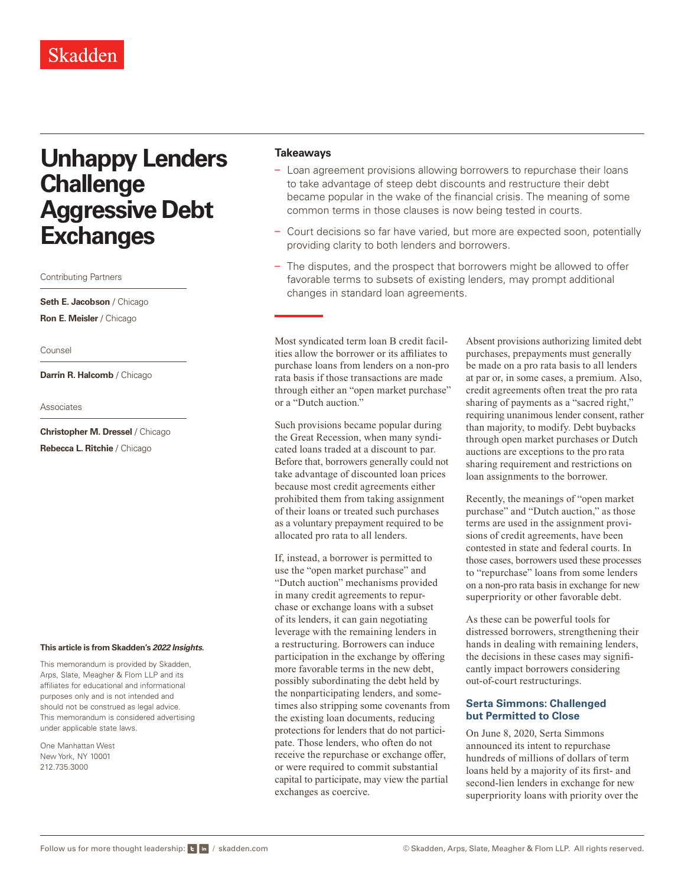Skadden

# Unhappy Lenders Challenge Aggressive Debt Exchanges

Contributing Partners

**Seth E. Jacobson** / Chicago

**Ron E. Meisler** / Chicago

Counsel

**Darrin R. Halcomb** / Chicago

Associates

**Christopher M. Dressel** / Chicago

**Rebecca L. Ritchie** / Chicago

**This article is from Skadden's *2022 Insights*.**

This memorandum is provided by Skadden, Arps, Slate, Meagher & Flom LLP and its affiliates for educational and informational purposes only and is not intended and should not be construed as legal advice. This memorandum is considered advertising under applicable state laws.

One Manhattan West
New York, NY 10001
212.735.3000

## Takeaways

- Loan agreement provisions allowing borrowers to repurchase their loans to take advantage of steep debt discounts and restructure their debt became popular in the wake of the financial crisis. The meaning of some common terms in those clauses is now being tested in courts.
- Court decisions so far have varied, but more are expected soon, potentially providing clarity to both lenders and borrowers.
- The disputes, and the prospect that borrowers might be allowed to offer favorable terms to subsets of existing lenders, may prompt additional changes in standard loan agreements.

Most syndicated term loan B credit facilities allow the borrower or its affiliates to purchase loans from lenders on a non-pro rata basis if those transactions are made through either an "open market purchase" or a "Dutch auction."

Such provisions became popular during the Great Recession, when many syndicated loans traded at a discount to par. Before that, borrowers generally could not take advantage of discounted loan prices because most credit agreements either prohibited them from taking assignment of their loans or treated such purchases as a voluntary prepayment required to be allocated pro rata to all lenders.

If, instead, a borrower is permitted to use the "open market purchase" and "Dutch auction" mechanisms provided in many credit agreements to repurchase or exchange loans with a subset of its lenders, it can gain negotiating leverage with the remaining lenders in a restructuring. Borrowers can induce participation in the exchange by offering more favorable terms in the new debt, possibly subordinating the debt held by the nonparticipating lenders, and sometimes also stripping some covenants from the existing loan documents, reducing protections for lenders that do not participate. Those lenders, who often do not receive the repurchase or exchange offer, or were required to commit substantial capital to participate, may view the partial exchanges as coercive.

Absent provisions authorizing limited debt purchases, prepayments must generally be made on a pro rata basis to all lenders at par or, in some cases, a premium. Also, credit agreements often treat the pro rata sharing of payments as a "sacred right," requiring unanimous lender consent, rather than majority, to modify. Debt buybacks through open market purchases or Dutch auctions are exceptions to the pro rata sharing requirement and restrictions on loan assignments to the borrower.

Recently, the meanings of "open market purchase" and "Dutch auction," as those terms are used in the assignment provisions of credit agreements, have been contested in state and federal courts. In those cases, borrowers used these processes to "repurchase" loans from some lenders on a non-pro rata basis in exchange for new superpriority or other favorable debt.

As these can be powerful tools for distressed borrowers, strengthening their hands in dealing with remaining lenders, the decisions in these cases may significantly impact borrowers considering out-of-court restructurings.

### Serta Simmons: Challenged but Permitted to Close

On June 8, 2020, Serta Simmons announced its intent to repurchase hundreds of millions of dollars of term loans held by a majority of its first- and second-lien lenders in exchange for new superpriority loans with priority over the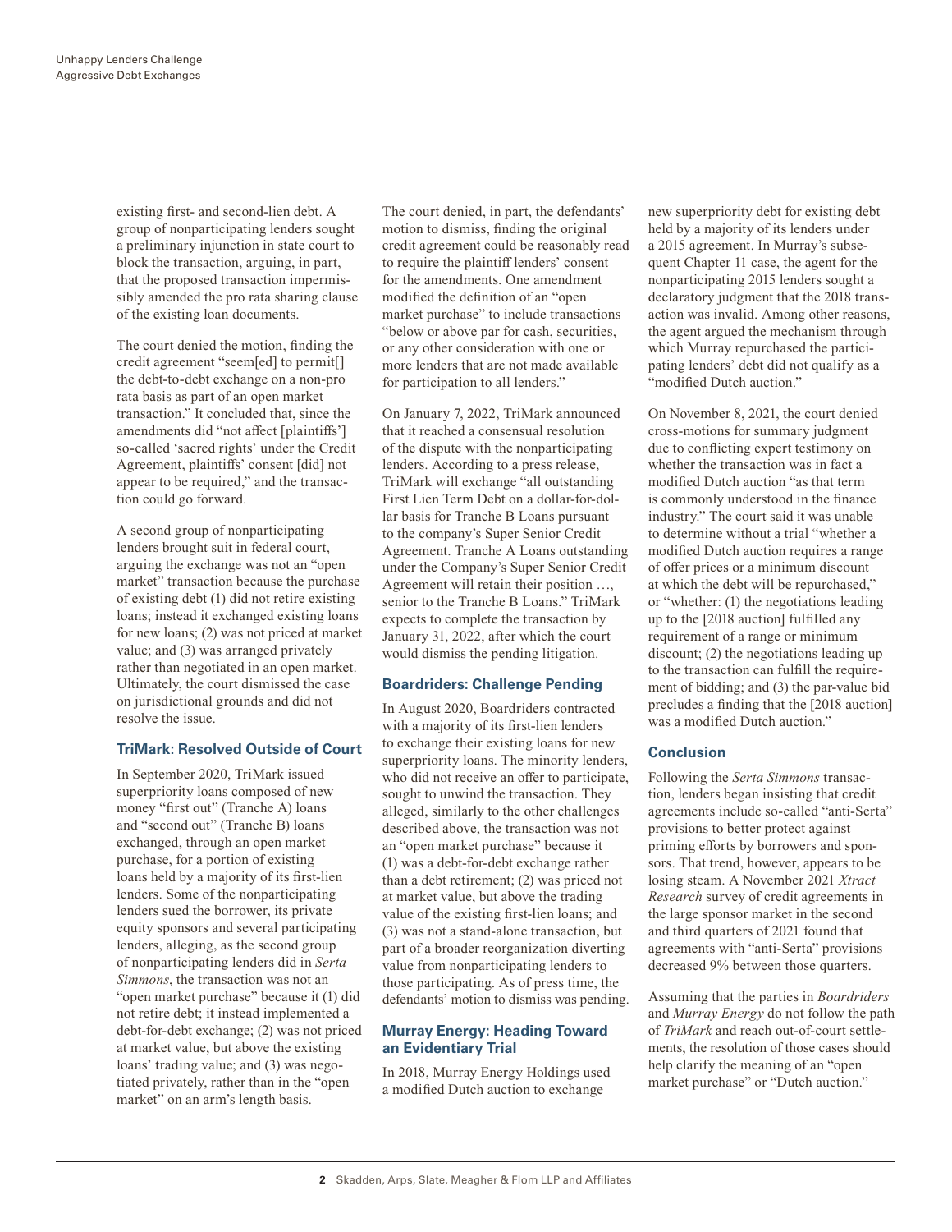existing first- and second-lien debt. A group of nonparticipating lenders sought a preliminary injunction in state court to block the transaction, arguing, in part, that the proposed transaction impermissibly amended the pro rata sharing clause of the existing loan documents.

The court denied the motion, finding the credit agreement "seem[ed] to permit[] the debt-to-debt exchange on a non-pro rata basis as part of an open market transaction." It concluded that, since the amendments did "not affect [plaintiffs'] so-called 'sacred rights' under the Credit Agreement, plaintiffs' consent [did] not appear to be required," and the transaction could go forward.

A second group of nonparticipating lenders brought suit in federal court, arguing the exchange was not an "open market" transaction because the purchase of existing debt (1) did not retire existing loans; instead it exchanged existing loans for new loans; (2) was not priced at market value; and (3) was arranged privately rather than negotiated in an open market. Ultimately, the court dismissed the case on jurisdictional grounds and did not resolve the issue.

### TriMark: Resolved Outside of Court

In September 2020, TriMark issued superpriority loans composed of new money "first out" (Tranche A) loans and "second out" (Tranche B) loans exchanged, through an open market purchase, for a portion of existing loans held by a majority of its first-lien lenders. Some of the nonparticipating lenders sued the borrower, its private equity sponsors and several participating lenders, alleging, as the second group of nonparticipating lenders did in *Serta Simmons*, the transaction was not an "open market purchase" because it (1) did not retire debt; it instead implemented a debt-for-debt exchange; (2) was not priced at market value, but above the existing loans' trading value; and (3) was negotiated privately, rather than in the "open market" on an arm's length basis.

The court denied, in part, the defendants' motion to dismiss, finding the original credit agreement could be reasonably read to require the plaintiff lenders' consent for the amendments. One amendment modified the definition of an "open market purchase" to include transactions "below or above par for cash, securities, or any other consideration with one or more lenders that are not made available for participation to all lenders."

On January 7, 2022, TriMark announced that it reached a consensual resolution of the dispute with the nonparticipating lenders. According to a press release, TriMark will exchange "all outstanding First Lien Term Debt on a dollar-for-dollar basis for Tranche B Loans pursuant to the company's Super Senior Credit Agreement. Tranche A Loans outstanding under the Company's Super Senior Credit Agreement will retain their position …, senior to the Tranche B Loans." TriMark expects to complete the transaction by January 31, 2022, after which the court would dismiss the pending litigation.

### Boardriders: Challenge Pending

In August 2020, Boardriders contracted with a majority of its first-lien lenders to exchange their existing loans for new superpriority loans. The minority lenders, who did not receive an offer to participate, sought to unwind the transaction. They alleged, similarly to the other challenges described above, the transaction was not an "open market purchase" because it (1) was a debt-for-debt exchange rather than a debt retirement; (2) was priced not at market value, but above the trading value of the existing first-lien loans; and (3) was not a stand-alone transaction, but part of a broader reorganization diverting value from nonparticipating lenders to those participating. As of press time, the defendants' motion to dismiss was pending.

### Murray Energy: Heading Toward an Evidentiary Trial

In 2018, Murray Energy Holdings used a modified Dutch auction to exchange new superpriority debt for existing debt held by a majority of its lenders under a 2015 agreement. In Murray's subsequent Chapter 11 case, the agent for the nonparticipating 2015 lenders sought a declaratory judgment that the 2018 transaction was invalid. Among other reasons, the agent argued the mechanism through which Murray repurchased the participating lenders' debt did not qualify as a "modified Dutch auction."

On November 8, 2021, the court denied cross-motions for summary judgment due to conflicting expert testimony on whether the transaction was in fact a modified Dutch auction "as that term is commonly understood in the finance industry." The court said it was unable to determine without a trial "whether a modified Dutch auction requires a range of offer prices or a minimum discount at which the debt will be repurchased," or "whether: (1) the negotiations leading up to the [2018 auction] fulfilled any requirement of a range or minimum discount; (2) the negotiations leading up to the transaction can fulfill the requirement of bidding; and (3) the par-value bid precludes a finding that the [2018 auction] was a modified Dutch auction."

### Conclusion

Following the *Serta Simmons* transaction, lenders began insisting that credit agreements include so-called "anti-Serta" provisions to better protect against priming efforts by borrowers and sponsors. That trend, however, appears to be losing steam. A November 2021 *Xtract Research* survey of credit agreements in the large sponsor market in the second and third quarters of 2021 found that agreements with "anti-Serta" provisions decreased 9% between those quarters.

Assuming that the parties in *Boardriders* and *Murray Energy* do not follow the path of *TriMark* and reach out-of-court settlements, the resolution of those cases should help clarify the meaning of an "open market purchase" or "Dutch auction."